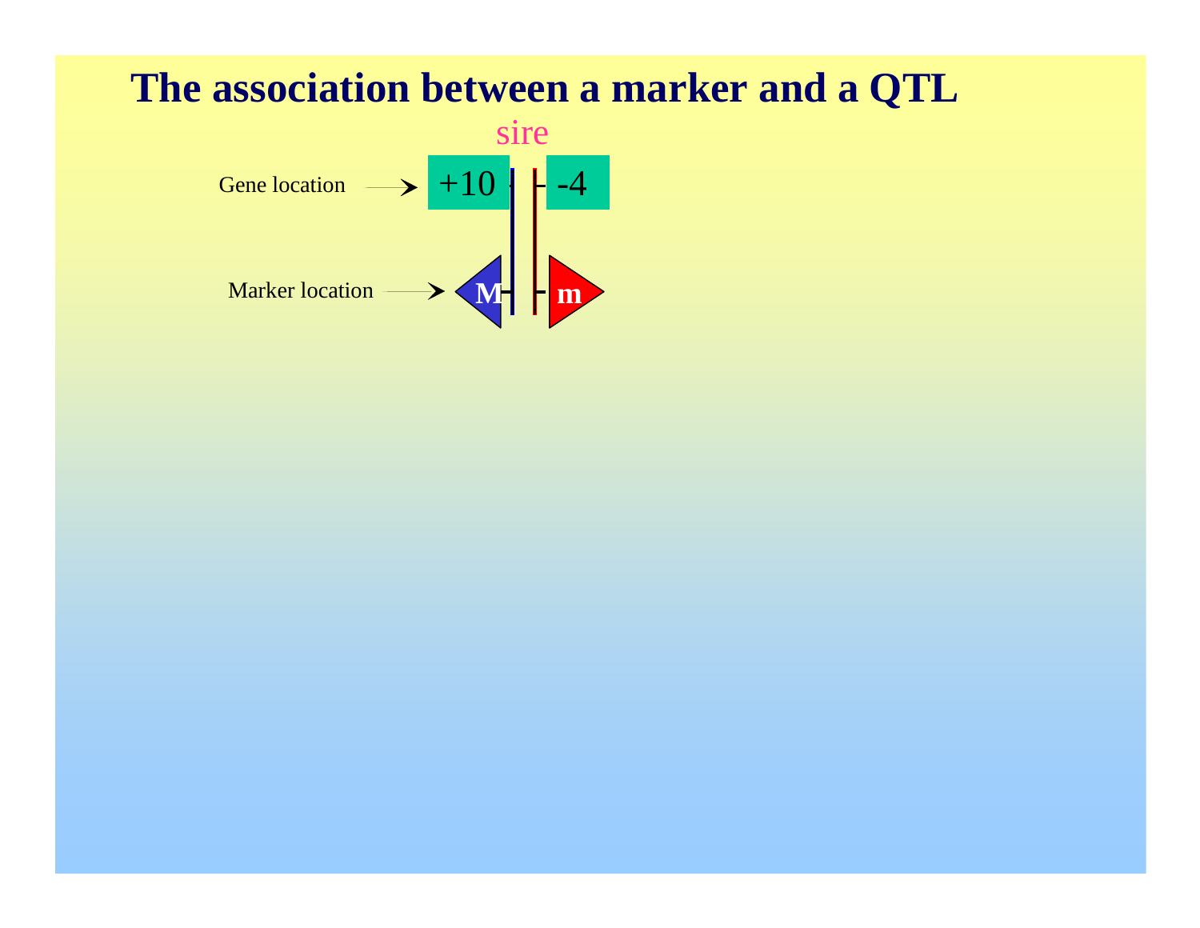# The association between a marker and a QTL

sire

Gene location → +10 | -4

Marker location → M | m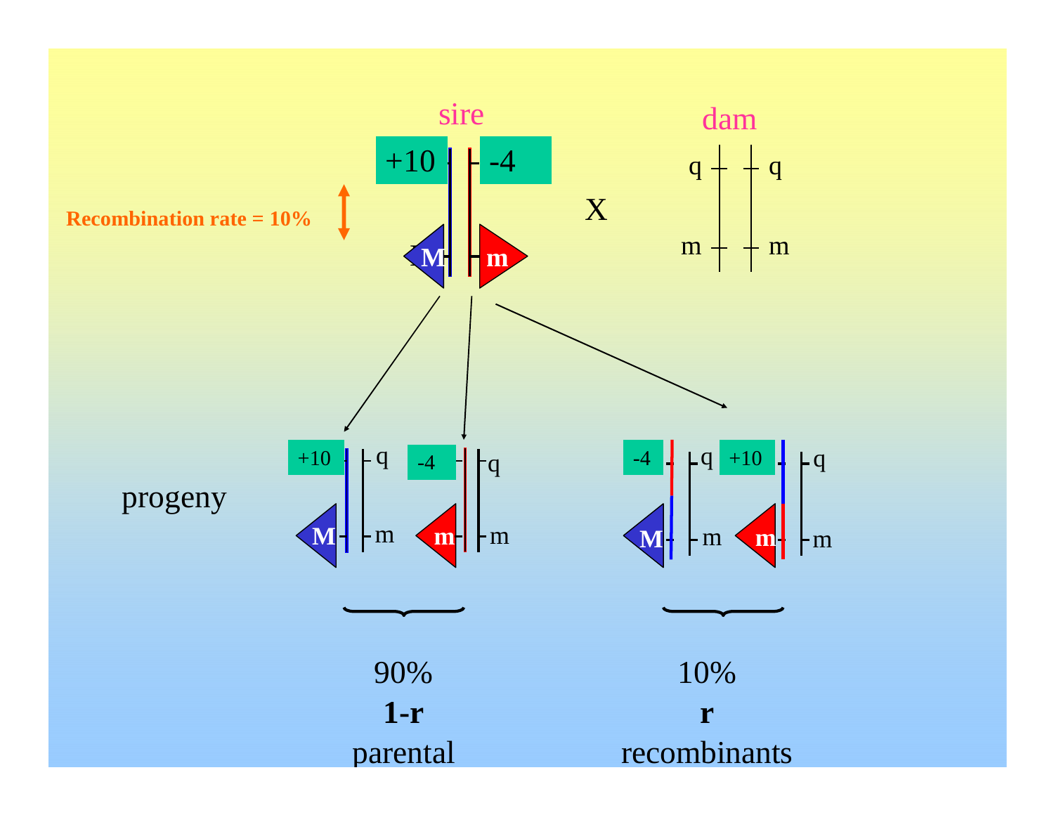sire

+10 | -4

Recombination rate = 10%

M | m

X

dam

q q

m m

progeny

+10 q | -4 q

M m | m m

-4 q | +10 q

M m | m m

90%

**1-r**

parental

10%

**r**

recombinants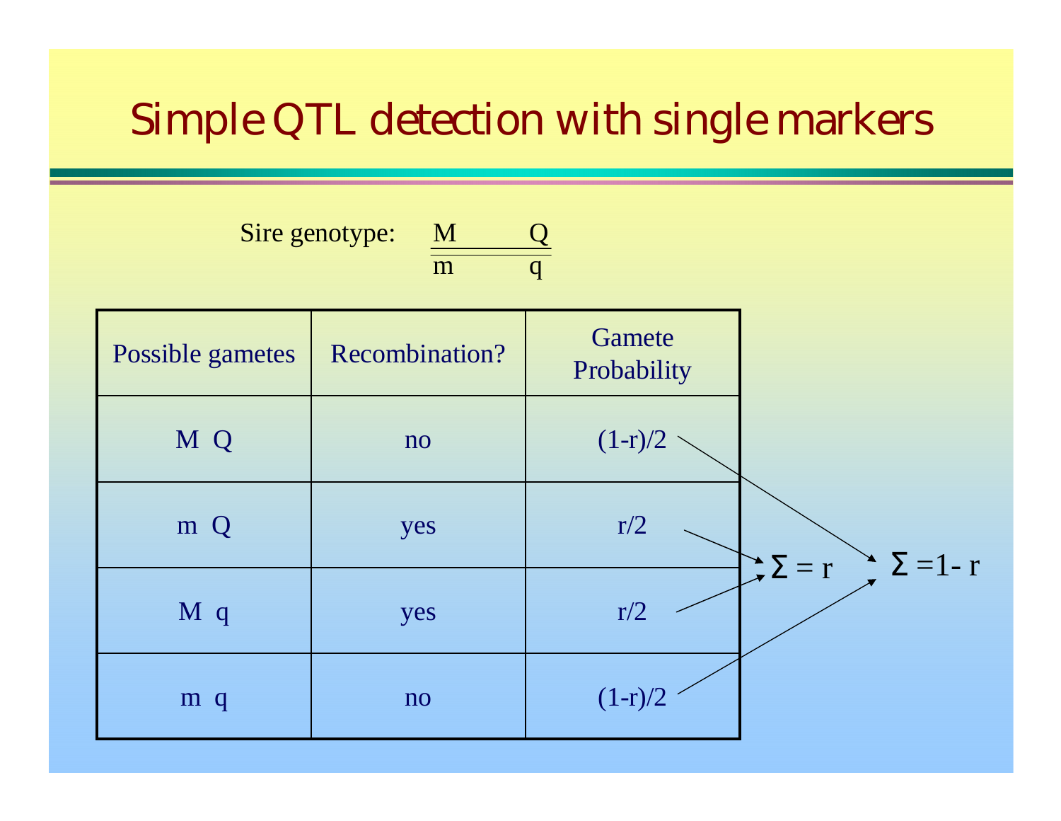# Simple QTL detection with single markers

Sire genotype: $\frac{M \quad Q}{m \quad q}$

| Possible gametes | Recombination? | Gamete Probability |
|---|---|---|
| M Q | no | (1-r)/2 |
| m Q | yes | r/2 |
| M q | yes | r/2 |
| m q | no | (1-r)/2 |

Recombinant gametes (m Q, M q): $\Sigma = r$

Non-recombinant gametes (M Q, m q): $\Sigma = 1 - r$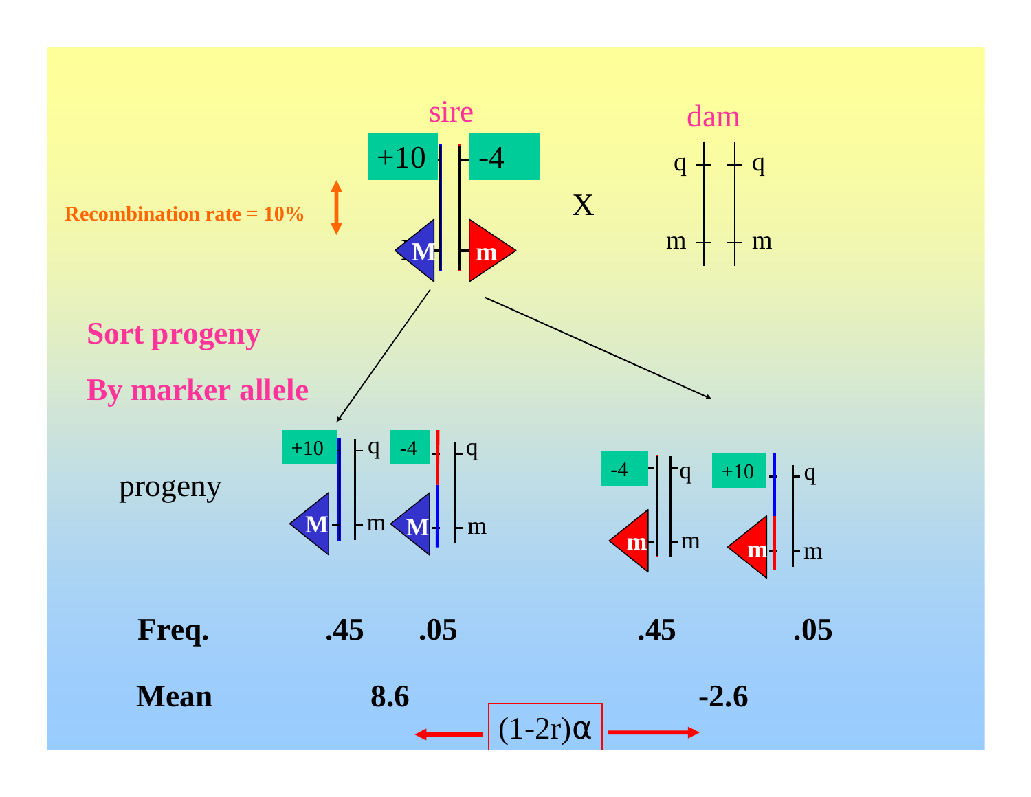sire

+10 | -4

Recombination rate = 10%

M | m

X

dam

q | q

m | m

**Sort progeny**

**By marker allele**

progeny

| | +10 / M (q, m) | -4 / M (q, m) | -4 / m (q, m) | +10 / m (q, m) |
|---|---|---|---|---|
| **Freq.** | **.45** | **.05** | **.45** | **.05** |
| **Mean** | **8.6** | | **-2.6** | |

$(1-2r)\alpha$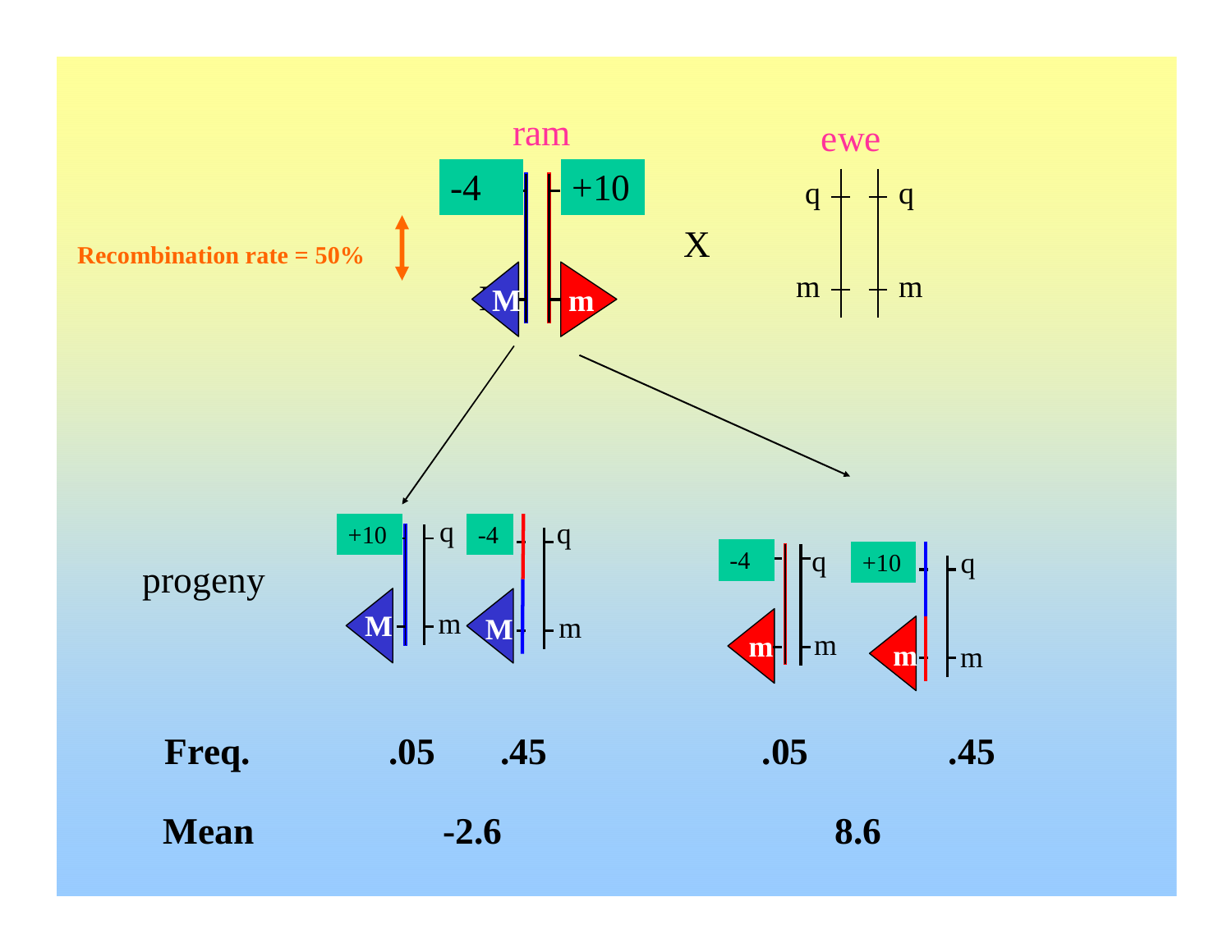ram

-4 | +10

Recombination rate = 50%

M | m

X

ewe

q | q

m | m

progeny

| | +10 q M m | -4 q M m | -4 q m m | +10 q m m |
|---|---|---|---|---|
| **Freq.** | **.05** | **.45** | **.05** | **.45** |
| **Mean** | **-2.6** | | **8.6** | |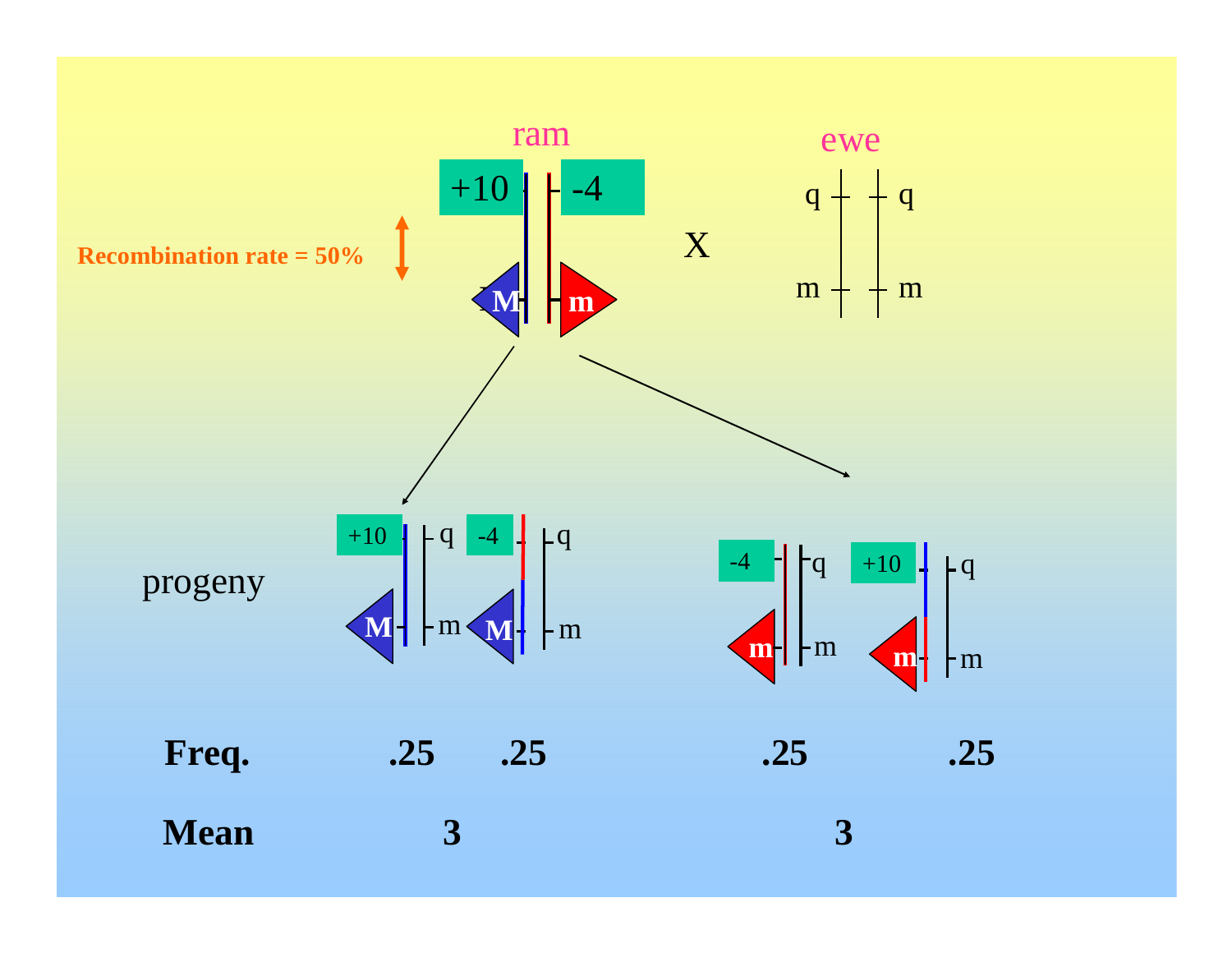ram

+10 | -4

M | m

Recombination rate = 50%

X

ewe

q q

m m

progeny

+10 q | -4 q | -4 q | +10 q

M m | M m | m m | m m

| Freq. | .25 | .25 | .25 | .25 |
|---|---|---|---|---|
| Mean | 3 | | 3 | |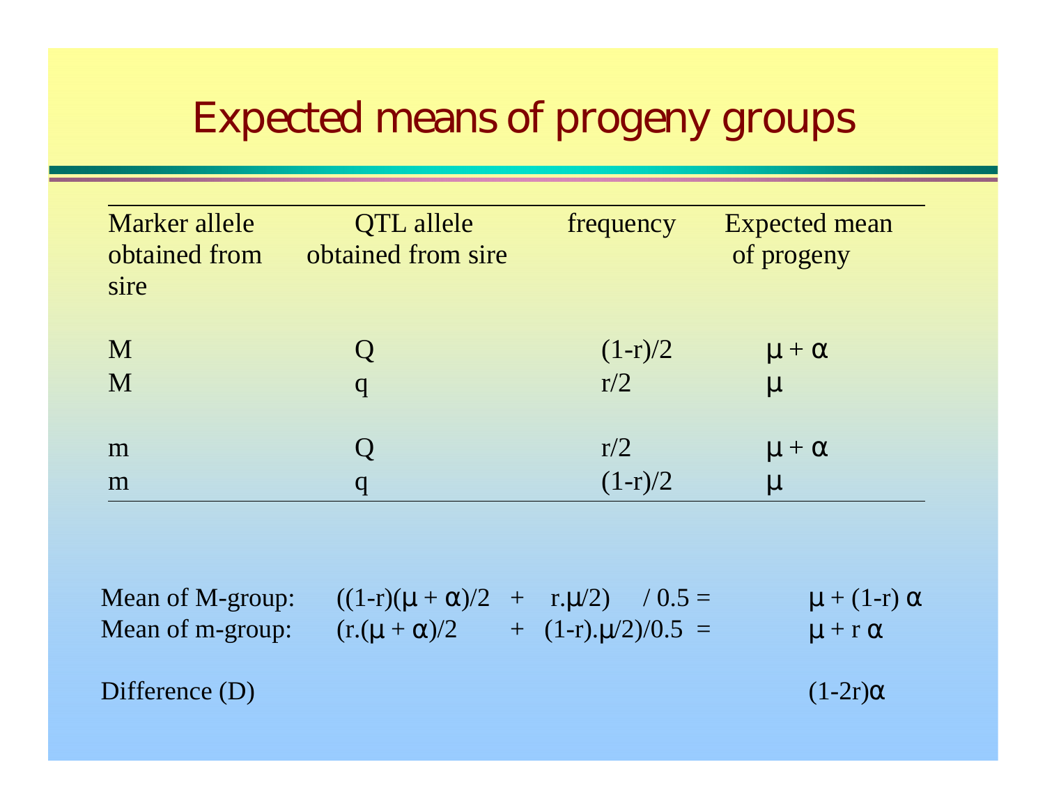# Expected means of progeny groups

| Marker allele obtained from sire | QTL allele obtained from sire | frequency | Expected mean of progeny |
|---|---|---|---|
| M | Q | $(1-r)/2$ | $\mu + \alpha$ |
| M | q | $r/2$ | $\mu$ |
| m | Q | $r/2$ | $\mu + \alpha$ |
| m | q | $(1-r)/2$ | $\mu$ |

Mean of M-group: $((1-r)(\mu + \alpha)/2 \quad + \quad r.\mu/2) \quad / 0.5 =$ $\mu + (1-r)\,\alpha$

Mean of m-group: $(r.(\mu + \alpha)/2 \quad + \quad (1-r).\mu/2)/0.5 =$ $\mu + r\,\alpha$

Difference (D) $(1-2r)\alpha$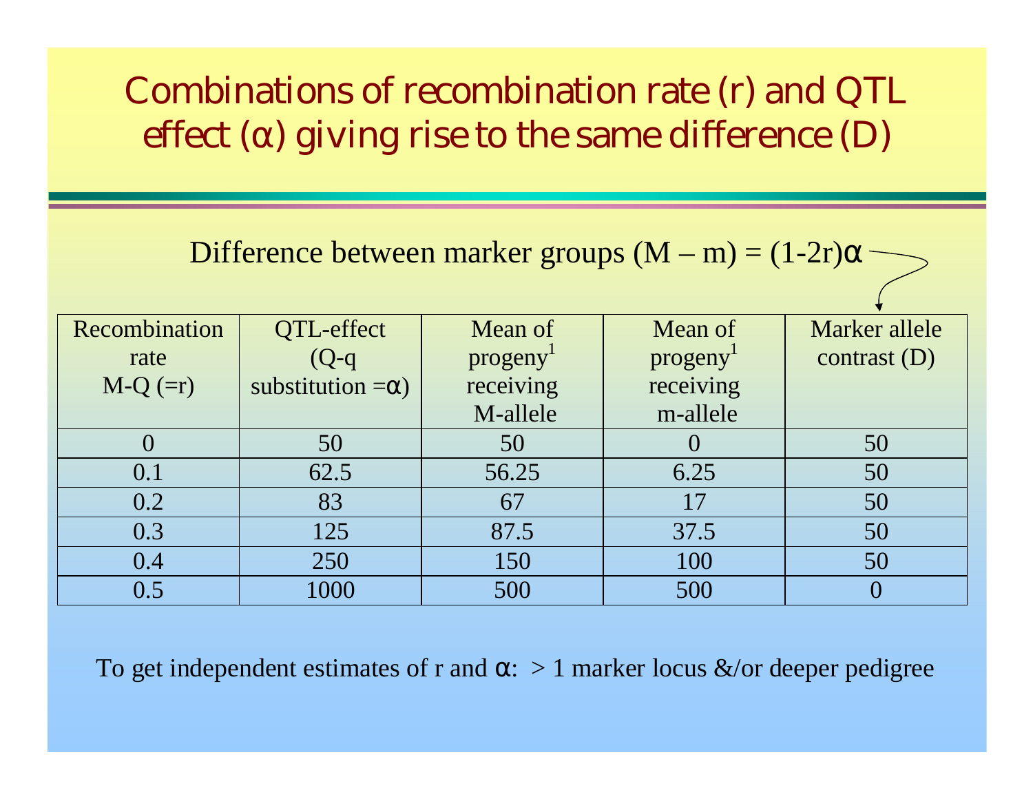# Combinations of recombination rate (r) and QTL effect (α) giving rise to the same difference (D)

Difference between marker groups (M – m) = $(1-2r)\alpha$

| Recombination rate M-Q (=r) | QTL-effect (Q-q substitution =α) | Mean of progeny[1] receiving M-allele | Mean of progeny[1] receiving m-allele | Marker allele contrast (D) |
|---|---|---|---|---|
| 0 | 50 | 50 | 0 | 50 |
| 0.1 | 62.5 | 56.25 | 6.25 | 50 |
| 0.2 | 83 | 67 | 17 | 50 |
| 0.3 | 125 | 87.5 | 37.5 | 50 |
| 0.4 | 250 | 150 | 100 | 50 |
| 0.5 | 1000 | 500 | 500 | 0 |

To get independent estimates of r and α: > 1 marker locus &/or deeper pedigree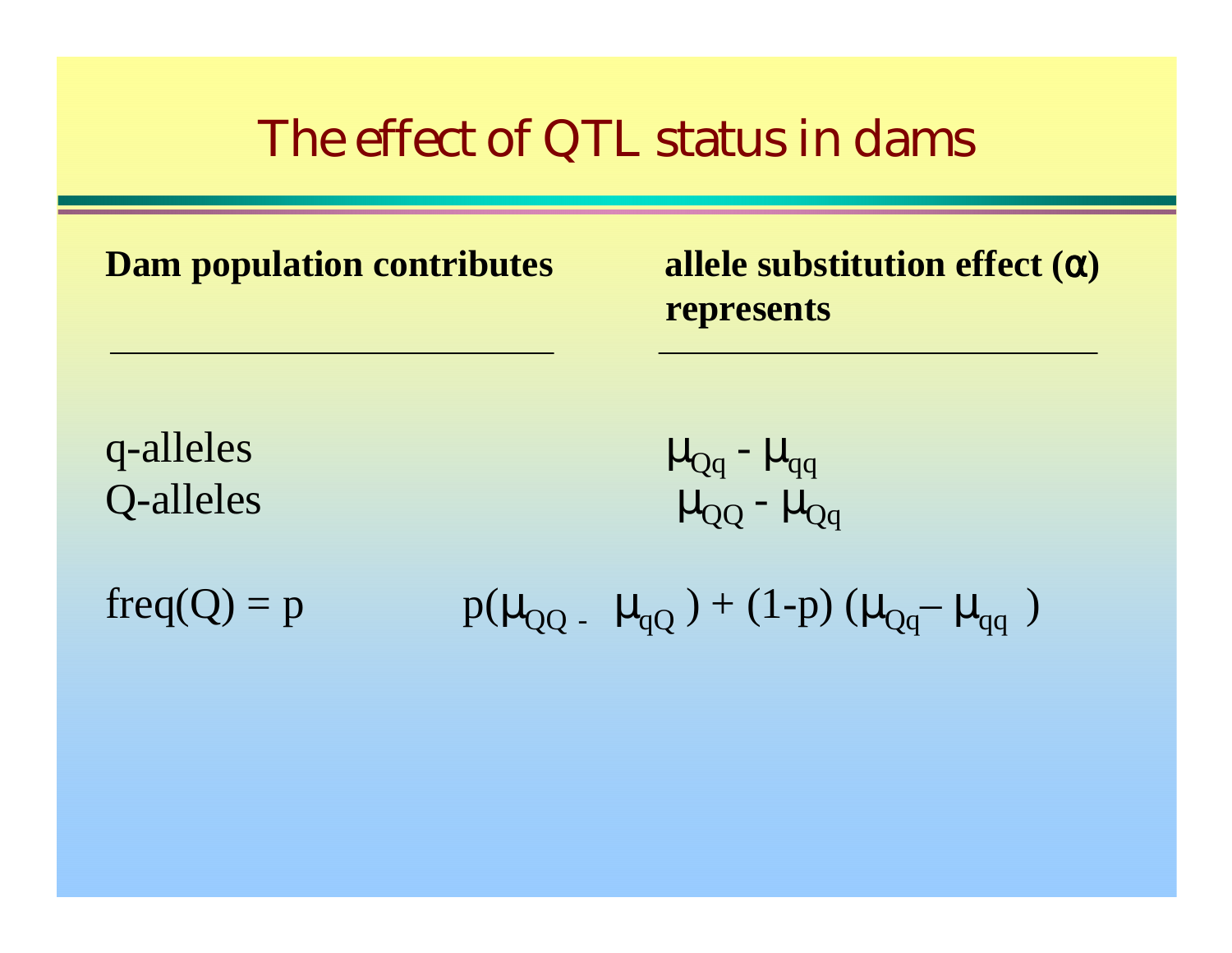# The effect of QTL status in dams

| **Dam population contributes** | **allele substitution effect ($\alpha$) represents** |
| --- | --- |
| q-alleles | $\mu_{Qq} - \mu_{qq}$ |
| Q-alleles | $\mu_{QQ} - \mu_{Qq}$ |
| freq(Q) = p | $p(\mu_{QQ} - \mu_{qQ}) + (1-p)(\mu_{Qq} - \mu_{qq})$ |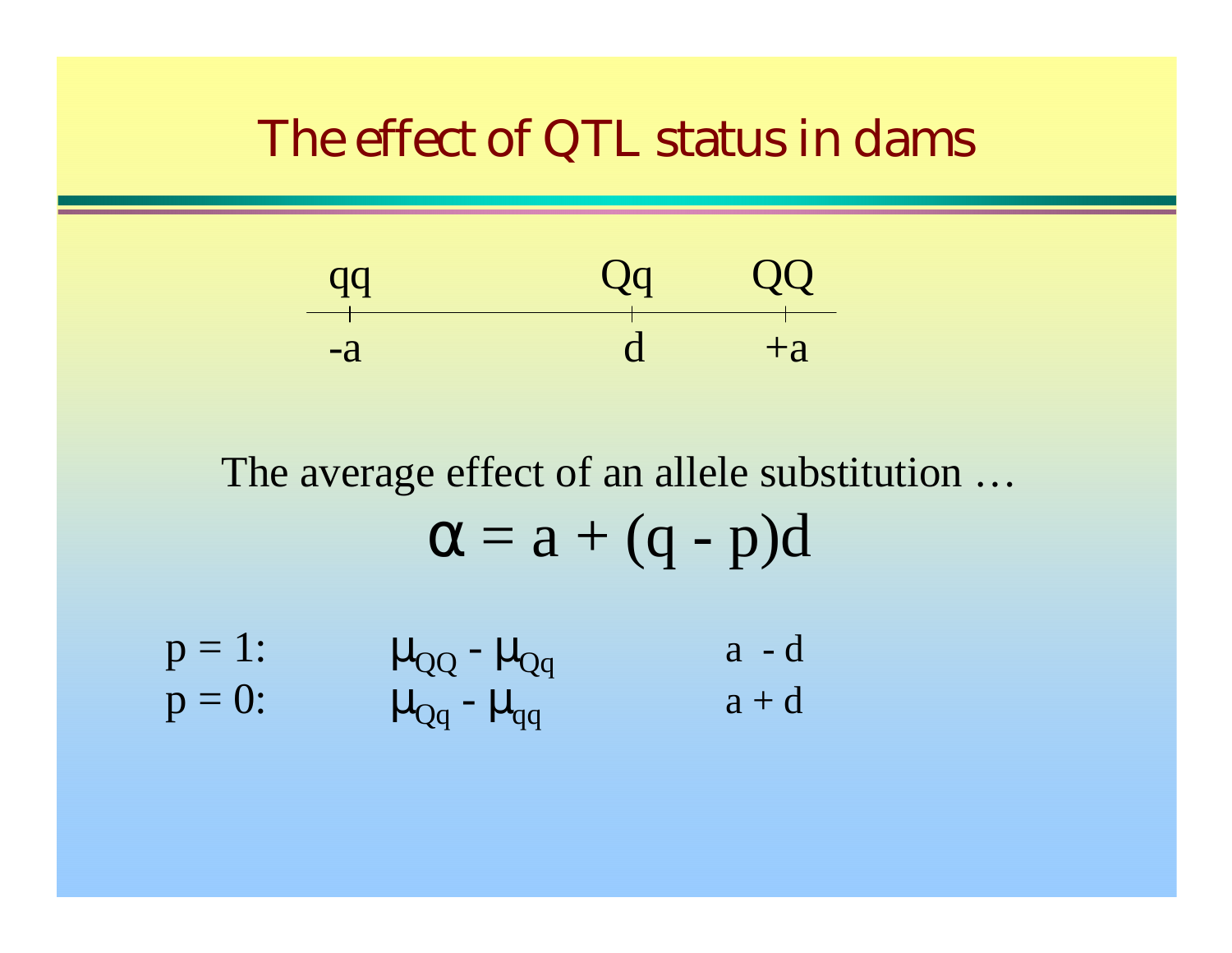# The effect of QTL status in dams

| qq | | Qq | QQ |
|---|---|---|---|
| $-a$ | | $d$ | $+a$ |

The average effect of an allele substitution …

$$\alpha = a + (q - p)d$$

| | | |
|---|---|---|
| $p = 1$: | $\mu_{QQ} - \mu_{Qq}$ | $a - d$ |
| $p = 0$: | $\mu_{Qq} - \mu_{qq}$ | $a + d$ |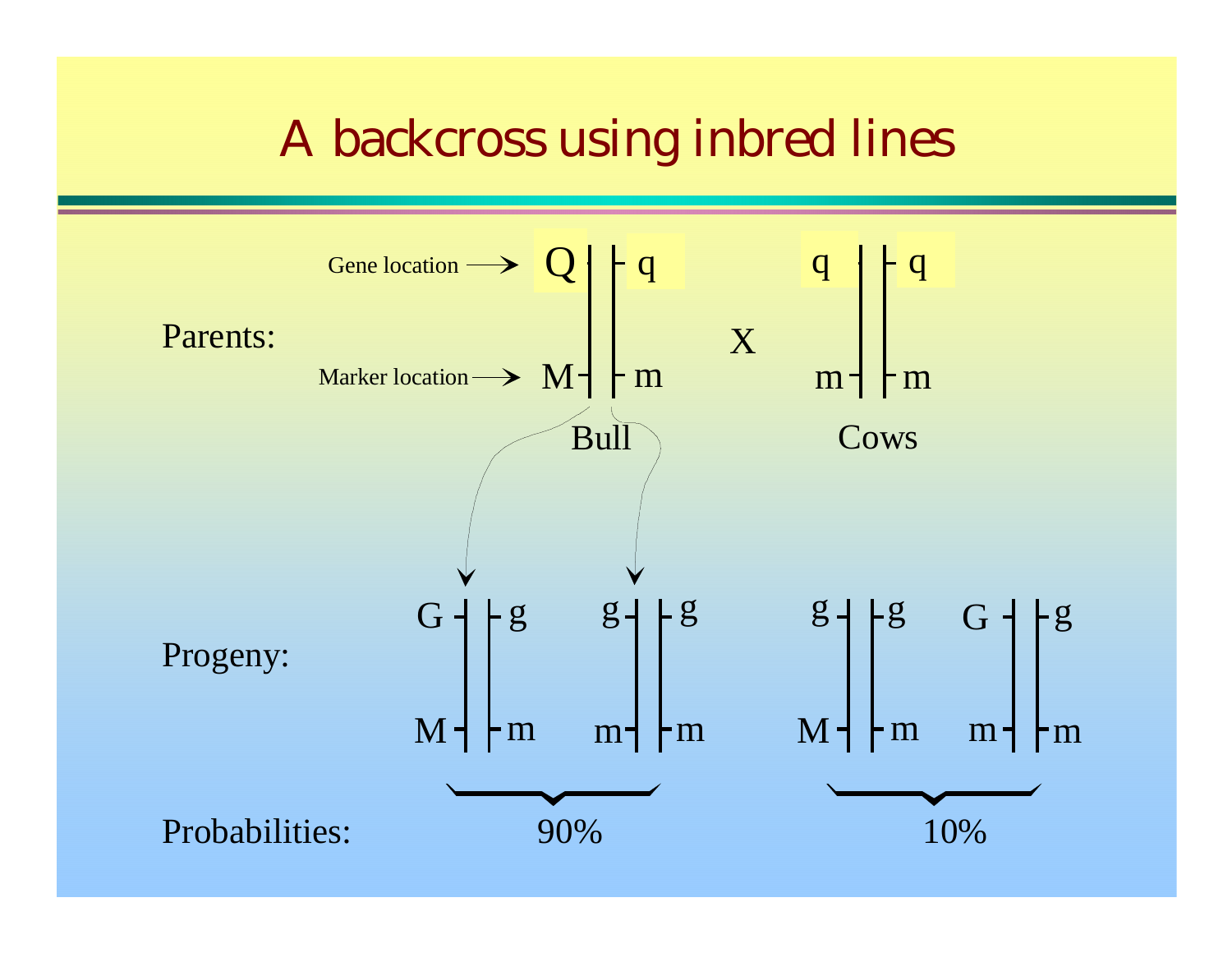# A backcross using inbred lines

**Parents:**

- Bull: Q | q (Gene location), M | m (Marker location)
- X
- Cows: q | q, m | m

**Progeny:**

| G / M — g / m | g / m — g / m | g / M — g / m | G / m — g / m |
|---|---|---|---|

**Probabilities:** 90% (G M / g m and g m / g m); 10% (g M / g m and G m / g m)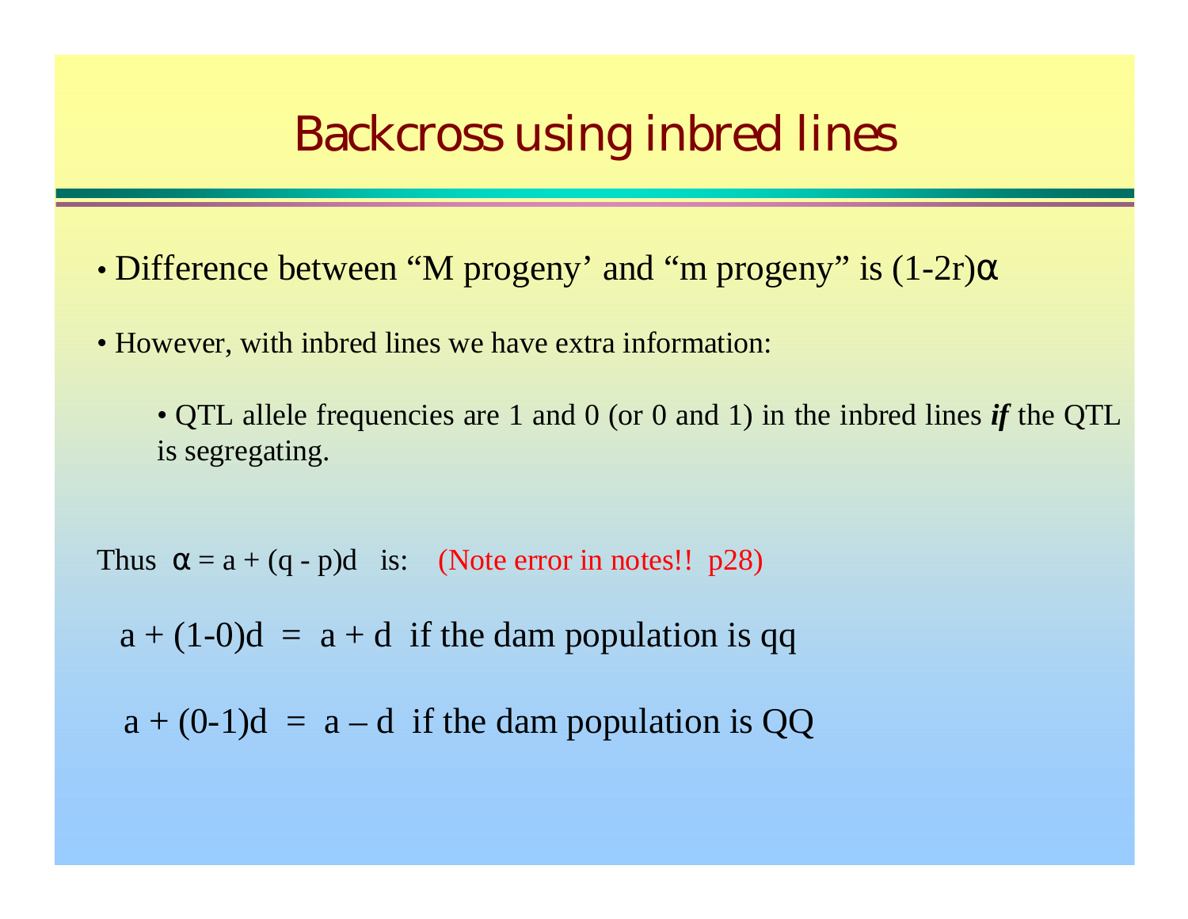# Backcross using inbred lines

- Difference between "M progeny' and "m progeny" is $(1-2r)\alpha$

- However, with inbred lines we have extra information:

    - QTL allele frequencies are 1 and 0 (or 0 and 1) in the inbred lines ***if*** the QTL is segregating.

Thus $\alpha = a + (q - p)d$ is: (Note error in notes!! p28)

$a + (1-0)d = a + d$ if the dam population is qq

$a + (0-1)d = a - d$ if the dam population is QQ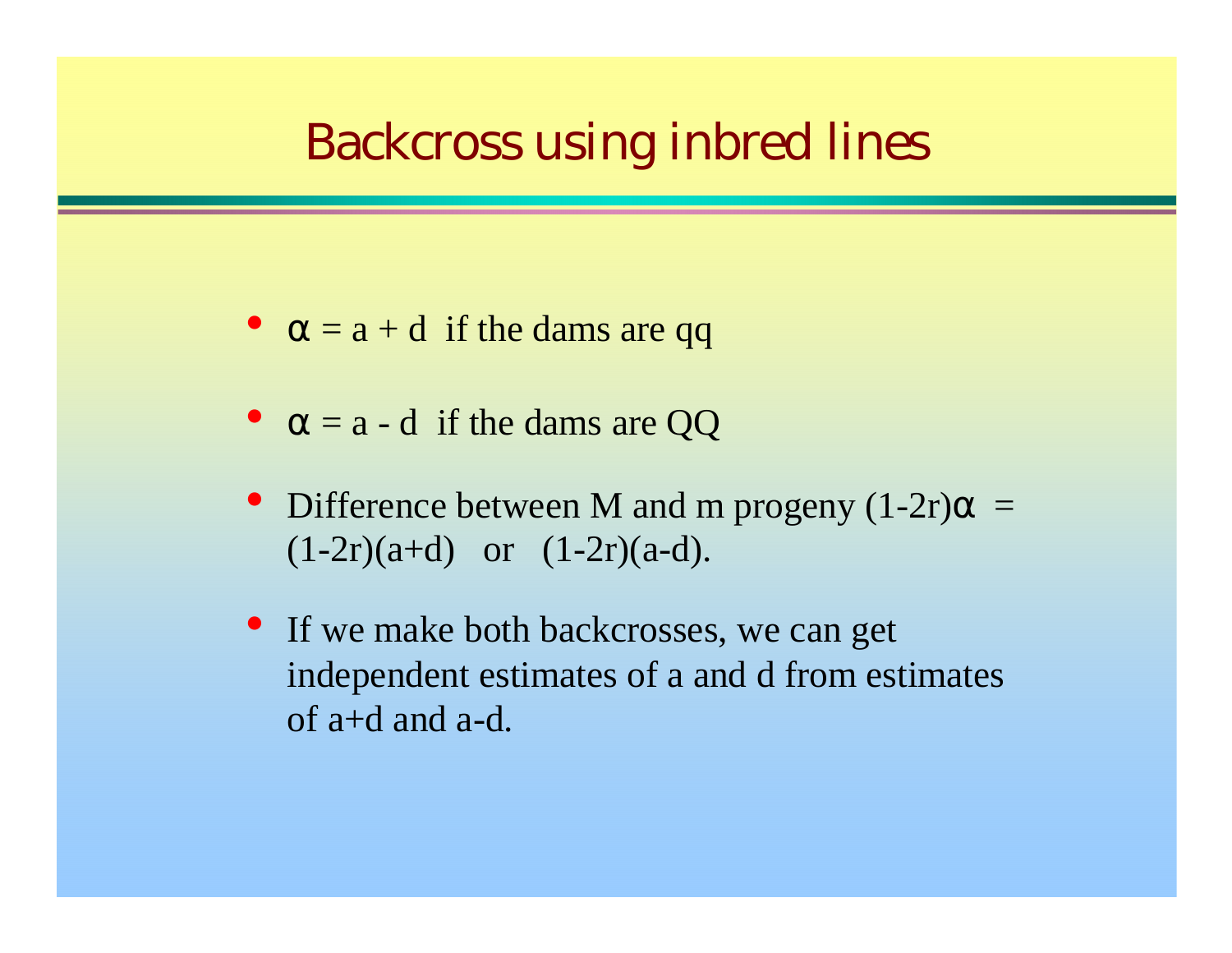# Backcross using inbred lines

- $\alpha = a + d$ if the dams are qq
- $\alpha = a - d$ if the dams are QQ
- Difference between M and m progeny $(1-2r)\alpha = (1-2r)(a+d)$ or $(1-2r)(a-d)$.
- If we make both backcrosses, we can get independent estimates of a and d from estimates of a+d and a-d.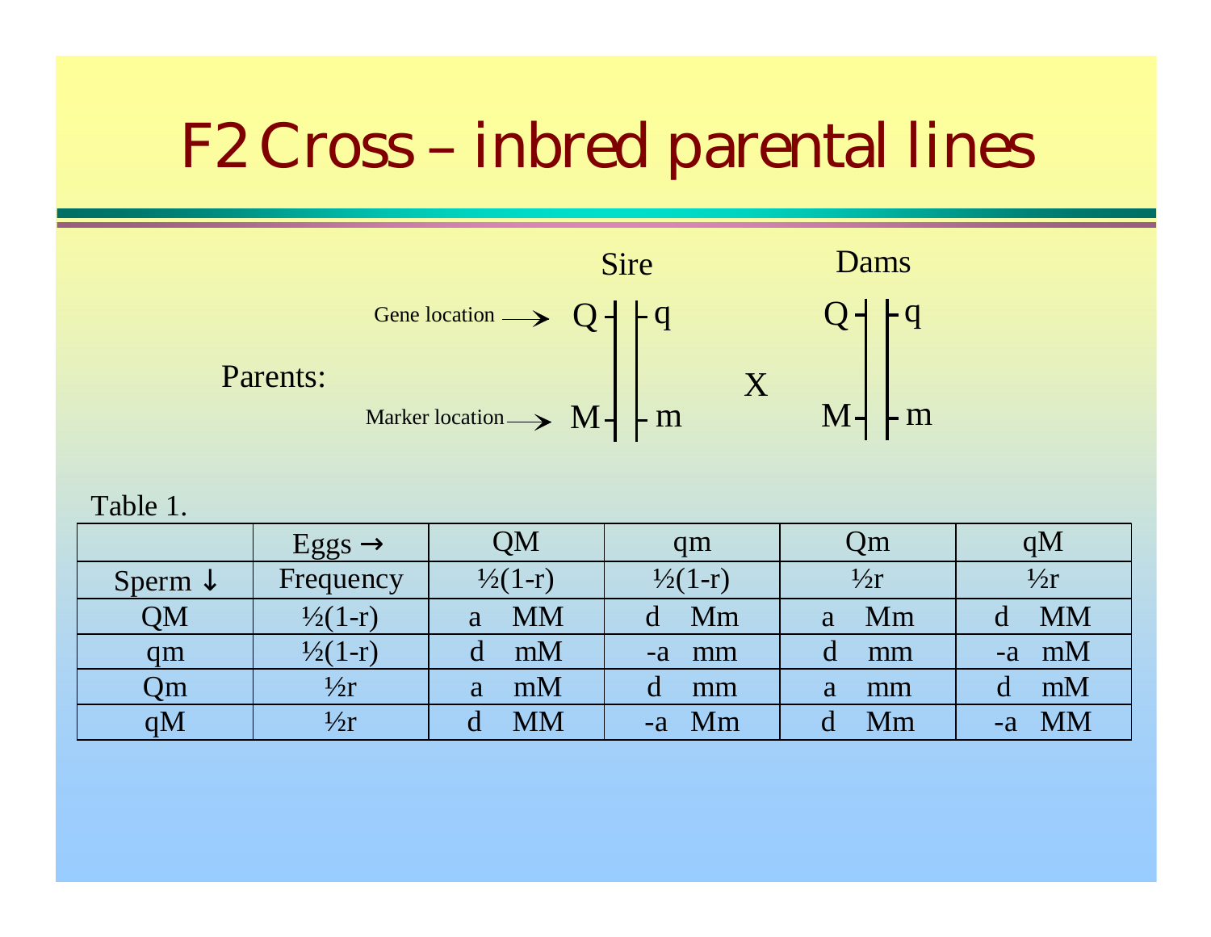# F2 Cross – inbred parental lines

Parents:

| | Sire | | Dams |
|---|---|---|---|
| Gene location → | Q ‖ q | X | Q ‖ q |
| Marker location → | M ‖ m | | M ‖ m |

Table 1.

| | Eggs → | QM | qm | Qm | qM |
|---|---|---|---|---|---|
| Sperm ↓ | Frequency | ½(1-r) | ½(1-r) | ½r | ½r |
| QM | ½(1-r) | a MM | d Mm | a Mm | d MM |
| qm | ½(1-r) | d mM | -a mm | d mm | -a mM |
| Qm | ½r | a mM | d mm | a mm | d mM |
| qM | ½r | d MM | -a Mm | d Mm | -a MM |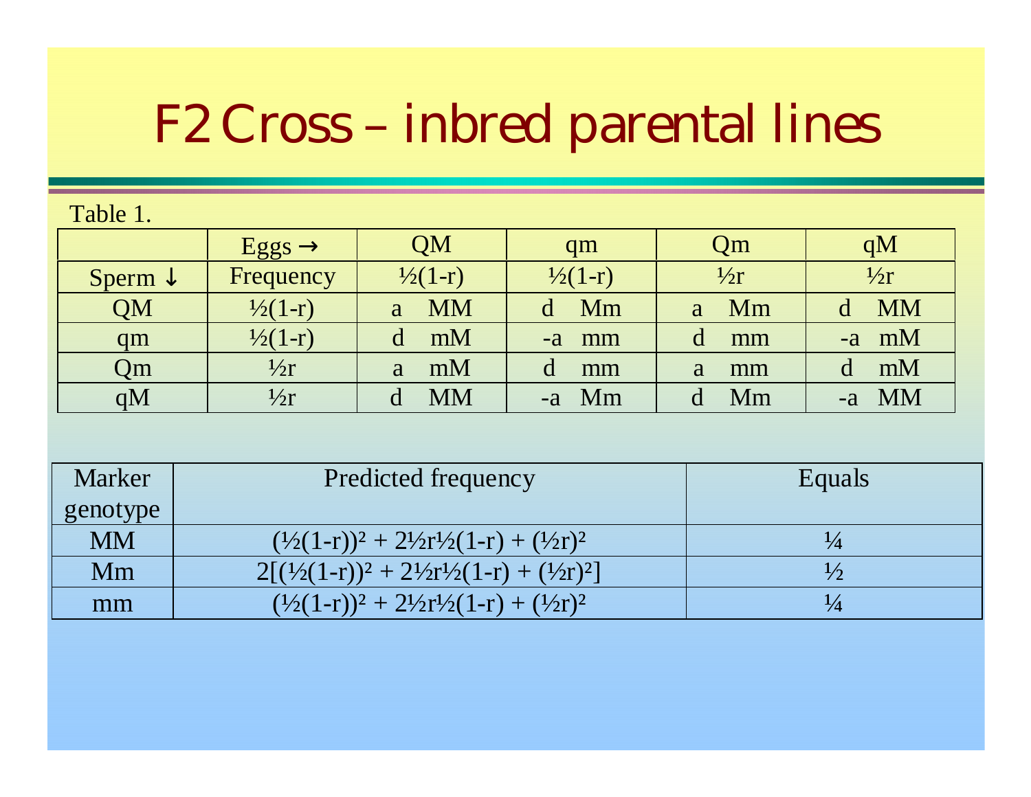# F2 Cross – inbred parental lines

Table 1.

| | Eggs → | QM | qm | Qm | qM |
|---|---|---|---|---|---|
| Sperm ↓ | Frequency | $\frac{1}{2}(1-r)$ | $\frac{1}{2}(1-r)$ | $\frac{1}{2}r$ | $\frac{1}{2}r$ |
| QM | $\frac{1}{2}(1-r)$ | a MM | d Mm | a Mm | d MM |
| qm | $\frac{1}{2}(1-r)$ | d mM | -a mm | d mm | -a mM |
| Qm | $\frac{1}{2}r$ | a mM | d mm | a mm | d mM |
| qM | $\frac{1}{2}r$ | d MM | -a Mm | d Mm | -a MM |

| Marker genotype | Predicted frequency | Equals |
|---|---|---|
| MM | $(\frac{1}{2}(1-r))^2 + 2\frac{1}{2}r\frac{1}{2}(1-r) + (\frac{1}{2}r)^2$ | $\frac{1}{4}$ |
| Mm | $2[(\frac{1}{2}(1-r))^2 + 2\frac{1}{2}r\frac{1}{2}(1-r) + (\frac{1}{2}r)^2]$ | $\frac{1}{2}$ |
| mm | $(\frac{1}{2}(1-r))^2 + 2\frac{1}{2}r\frac{1}{2}(1-r) + (\frac{1}{2}r)^2$ | $\frac{1}{4}$ |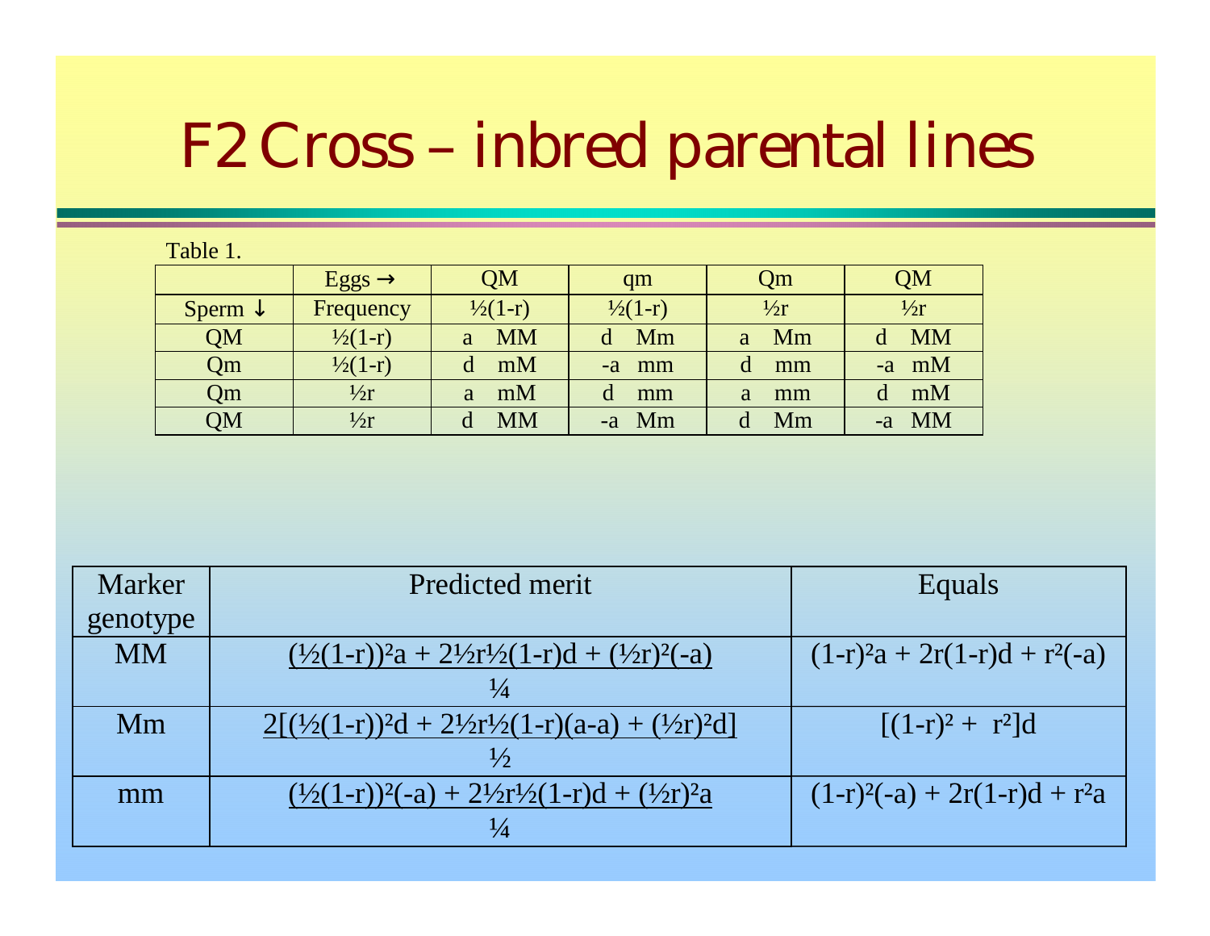# F2 Cross – inbred parental lines

Table 1.

| | Eggs → | QM | qm | Qm | QM |
|---|---|---|---|---|---|
| Sperm ↓ | Frequency | $\frac{1}{2}(1-r)$ | $\frac{1}{2}(1-r)$ | $\frac{1}{2}r$ | $\frac{1}{2}r$ |
| QM | $\frac{1}{2}(1-r)$ | a MM | d Mm | a Mm | d MM |
| Qm | $\frac{1}{2}(1-r)$ | d mM | -a mm | d mm | -a mM |
| Qm | $\frac{1}{2}r$ | a mM | d mm | a mm | d mM |
| QM | $\frac{1}{2}r$ | d MM | -a Mm | d Mm | -a MM |

| Marker genotype | Predicted merit | Equals |
|---|---|---|
| MM | $\dfrac{(\frac{1}{2}(1-r))^2a + 2\frac{1}{2}r\frac{1}{2}(1-r)d + (\frac{1}{2}r)^2(-a)}{\frac{1}{4}}$ | $(1-r)^2a + 2r(1-r)d + r^2(-a)$ |
| Mm | $\dfrac{2[(\frac{1}{2}(1-r))^2d + 2\frac{1}{2}r\frac{1}{2}(1-r)(a-a) + (\frac{1}{2}r)^2d]}{\frac{1}{2}}$ | $[(1-r)^2 + r^2]d$ |
| mm | $\dfrac{(\frac{1}{2}(1-r))^2(-a) + 2\frac{1}{2}r\frac{1}{2}(1-r)d + (\frac{1}{2}r)^2a}{\frac{1}{4}}$ | $(1-r)^2(-a) + 2r(1-r)d + r^2a$ |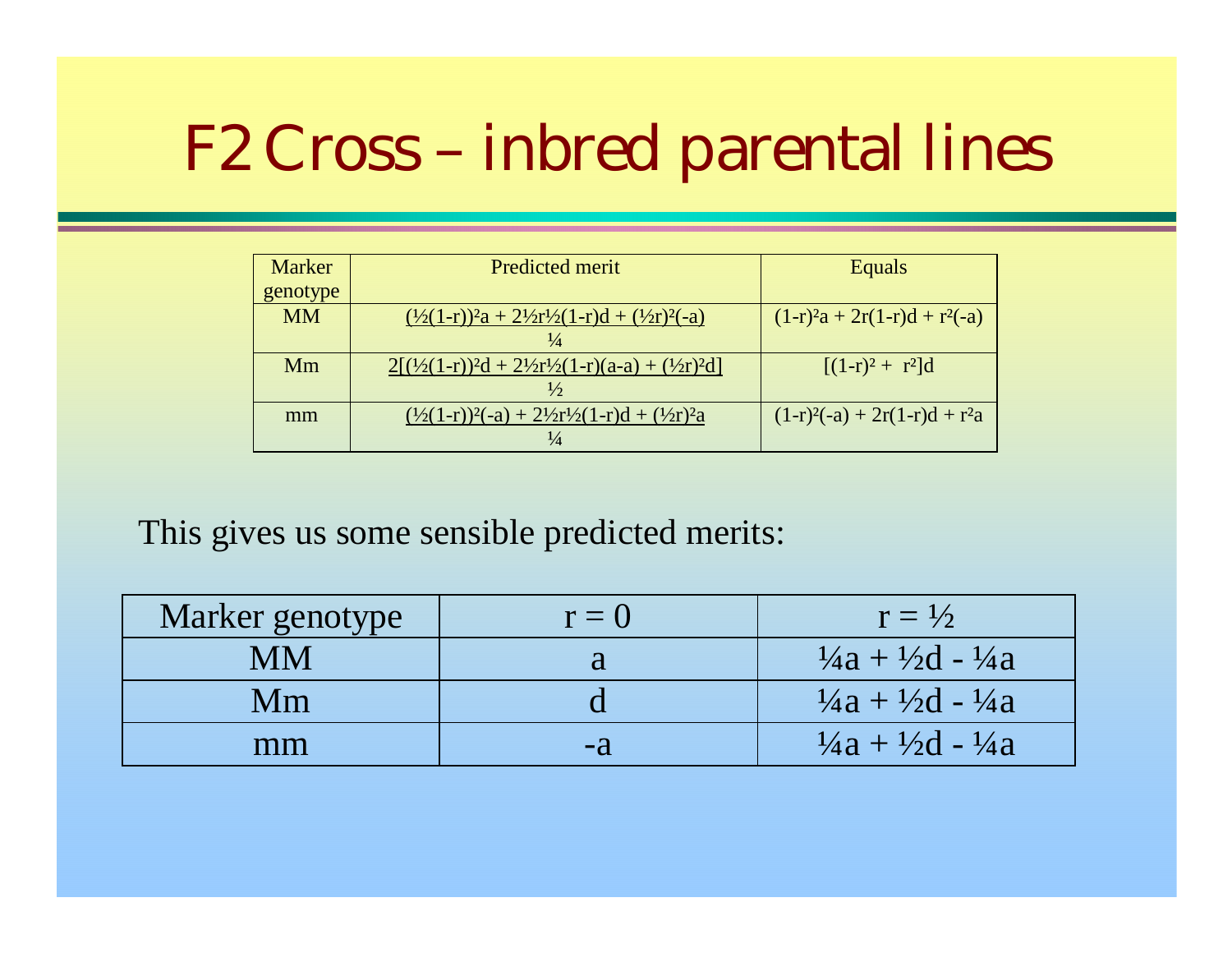# F2 Cross – inbred parental lines

| Marker genotype | Predicted merit | Equals |
|---|---|---|
| MM | $\dfrac{(\frac{1}{2}(1-r))^2 a + 2\frac{1}{2}r\frac{1}{2}(1-r)d + (\frac{1}{2}r)^2(-a)}{\frac{1}{4}}$ | $(1-r)^2 a + 2r(1-r)d + r^2(-a)$ |
| Mm | $\dfrac{2[(\frac{1}{2}(1-r))^2 d + 2\frac{1}{2}r\frac{1}{2}(1-r)(a-a) + (\frac{1}{2}r)^2 d]}{\frac{1}{2}}$ | $[(1-r)^2 + r^2]d$ |
| mm | $\dfrac{(\frac{1}{2}(1-r))^2(-a) + 2\frac{1}{2}r\frac{1}{2}(1-r)d + (\frac{1}{2}r)^2 a}{\frac{1}{4}}$ | $(1-r)^2(-a) + 2r(1-r)d + r^2 a$ |

This gives us some sensible predicted merits:

| Marker genotype | $r = 0$ | $r = \frac{1}{2}$ |
|---|---|---|
| MM | $a$ | $\frac{1}{4}a + \frac{1}{2}d - \frac{1}{4}a$ |
| Mm | $d$ | $\frac{1}{4}a + \frac{1}{2}d - \frac{1}{4}a$ |
| mm | $-a$ | $\frac{1}{4}a + \frac{1}{2}d - \frac{1}{4}a$ |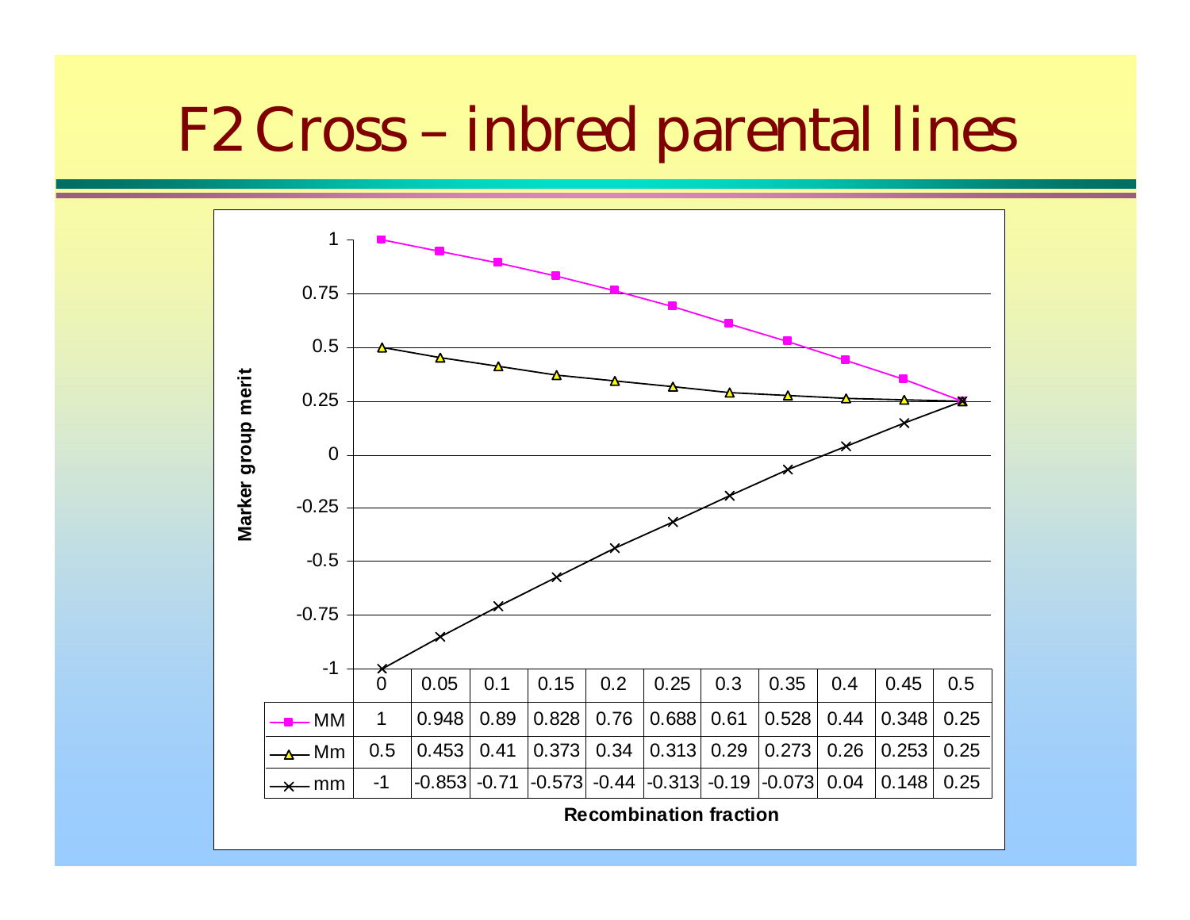# F2 Cross – inbred parental lines

| Recombination fraction | 0 | 0.05 | 0.1 | 0.15 | 0.2 | 0.25 | 0.3 | 0.35 | 0.4 | 0.45 | 0.5 |
|---|---|---|---|---|---|---|---|---|---|---|---|
| MM | 1 | 0.948 | 0.89 | 0.828 | 0.76 | 0.688 | 0.61 | 0.528 | 0.44 | 0.348 | 0.25 |
| Mm | 0.5 | 0.453 | 0.41 | 0.373 | 0.34 | 0.313 | 0.29 | 0.273 | 0.26 | 0.253 | 0.25 |
| mm | -1 | -0.853 | -0.71 | -0.573 | -0.44 | -0.313 | -0.19 | -0.073 | 0.04 | 0.148 | 0.25 |

Marker group merit

Recombination fraction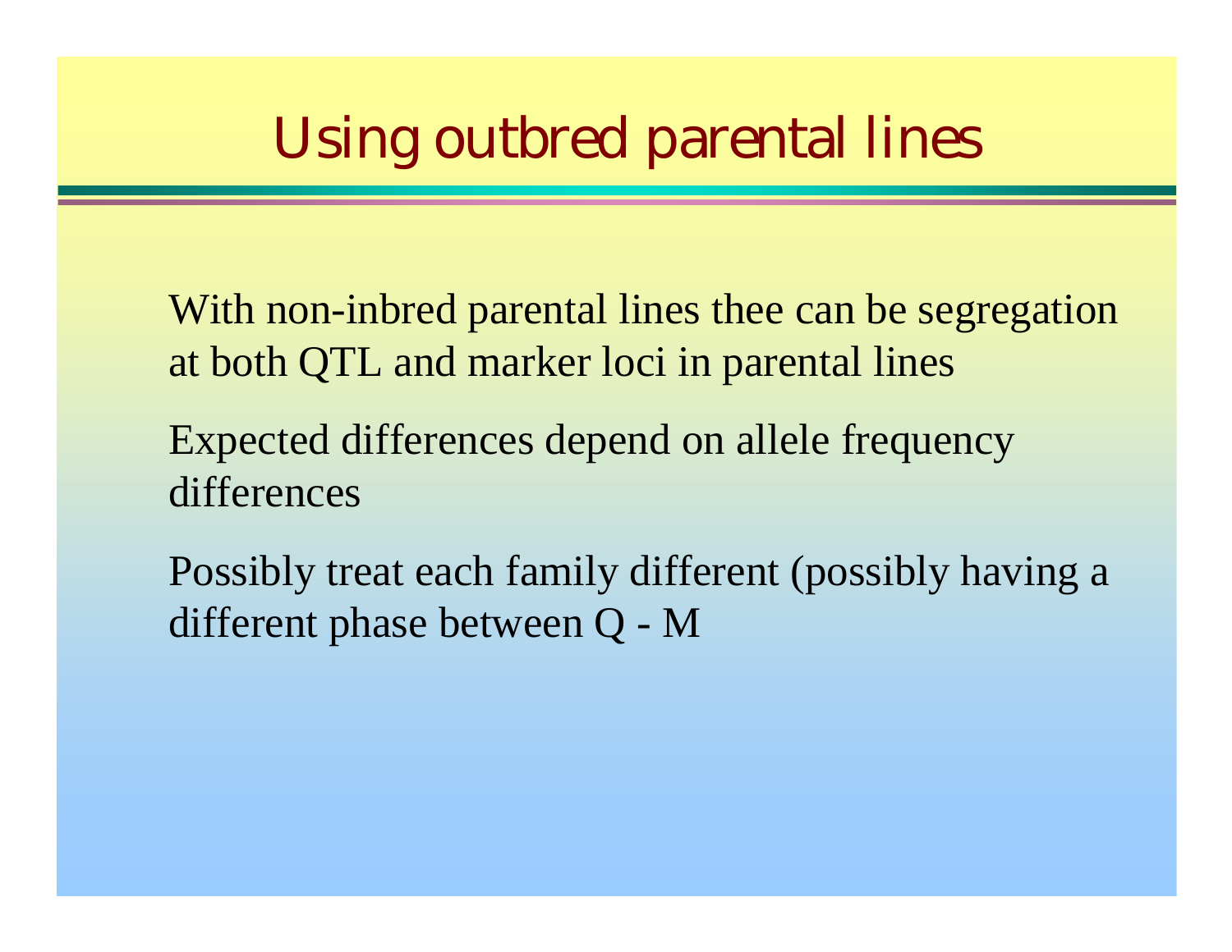# Using outbred parental lines

With non-inbred parental lines thee can be segregation at both QTL and marker loci in parental lines

Expected differences depend on allele frequency differences

Possibly treat each family different (possibly having a different phase between Q - M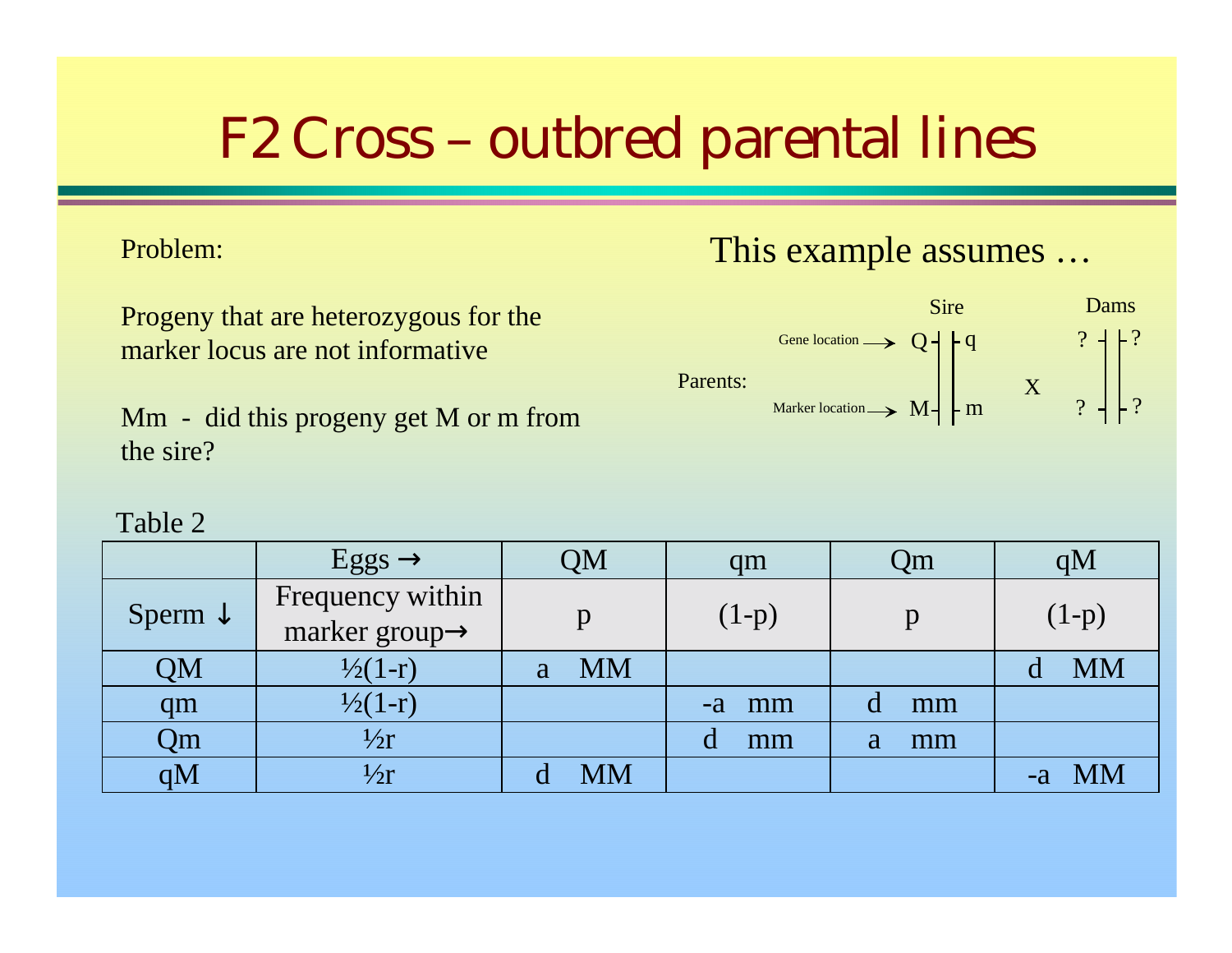# F2 Cross – outbred parental lines

Problem:

Progeny that are heterozygous for the marker locus are not informative

Mm - did this progeny get M or m from the sire?

This example assumes …

Parents:

| | Sire | | X | Dams | |
|---|---|---|---|---|---|
| Gene location → | Q | q | | ? | ? |
| Marker location → | M | m | | ? | ? |

Table 2

| | Eggs → | QM | qm | Qm | qM |
|---|---|---|---|---|---|
| Sperm ↓ | Frequency within marker group→ | p | (1-p) | p | (1-p) |
| QM | ½(1-r) | a MM | | | d MM |
| qm | ½(1-r) | | -a mm | d mm | |
| Qm | ½r | | d mm | a mm | |
| qM | ½r | d MM | | | -a MM |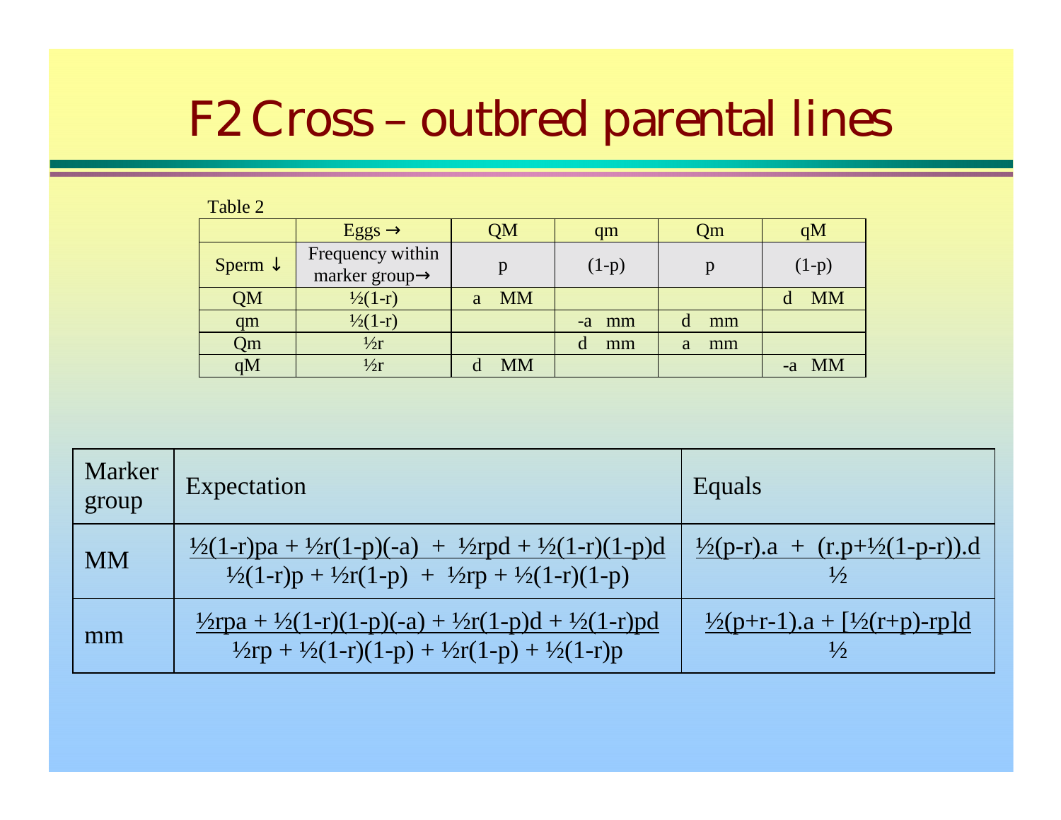# F2 Cross – outbred parental lines

Table 2

| | Eggs → | QM | qm | Qm | qM |
|---|---|---|---|---|---|
| Sperm ↓ | Frequency within marker group→ | p | (1-p) | p | (1-p) |
| QM | ½(1-r) | a MM | | | d MM |
| qm | ½(1-r) | | -a mm | d mm | |
| Qm | ½r | | d mm | a mm | |
| qM | ½r | d MM | | | -a MM |

| Marker group | Expectation | Equals |
|---|---|---|
| MM | $\dfrac{\frac{1}{2}(1-r)pa + \frac{1}{2}r(1-p)(-a) + \frac{1}{2}rpd + \frac{1}{2}(1-r)(1-p)d}{\frac{1}{2}(1-r)p + \frac{1}{2}r(1-p) + \frac{1}{2}rp + \frac{1}{2}(1-r)(1-p)}$ | $\dfrac{\frac{1}{2}(p-r).a + (r.p+\frac{1}{2}(1-p-r)).d}{\frac{1}{2}}$ |
| mm | $\dfrac{\frac{1}{2}rpa + \frac{1}{2}(1-r)(1-p)(-a) + \frac{1}{2}r(1-p)d + \frac{1}{2}(1-r)pd}{\frac{1}{2}rp + \frac{1}{2}(1-r)(1-p) + \frac{1}{2}r(1-p) + \frac{1}{2}(1-r)p}$ | $\dfrac{\frac{1}{2}(p+r-1).a + [\frac{1}{2}(r+p)-rp]d}{\frac{1}{2}}$ |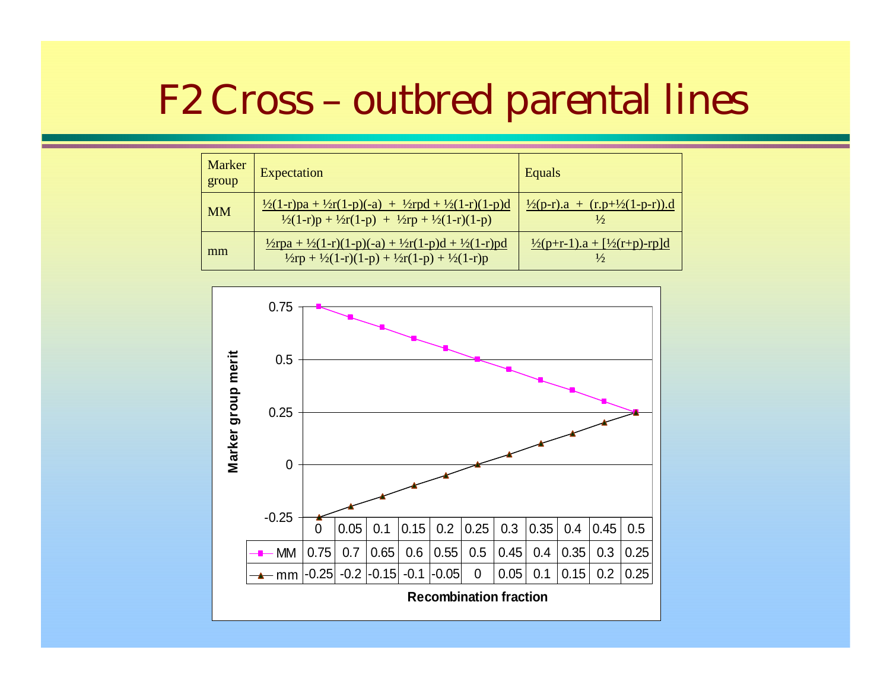# F2 Cross – outbred parental lines

| Marker group | Expectation | Equals |
|---|---|---|
| MM | $\dfrac{½(1-r)pa + ½r(1-p)(-a) + ½rpd + ½(1-r)(1-p)d}{½(1-r)p + ½r(1-p) + ½rp + ½(1-r)(1-p)}$ | $\dfrac{½(p-r).a + (r.p+½(1-p-r)).d}{½}$ |
| mm | $\dfrac{½rpa + ½(1-r)(1-p)(-a) + ½r(1-p)d + ½(1-r)pd}{½rp + ½(1-r)(1-p) + ½r(1-p) + ½(1-r)p}$ | $\dfrac{½(p+r-1).a + [½(r+p)-rp]d}{½}$ |

Marker group merit vs. Recombination fraction

| Recombination fraction | 0 | 0.05 | 0.1 | 0.15 | 0.2 | 0.25 | 0.3 | 0.35 | 0.4 | 0.45 | 0.5 |
|---|---|---|---|---|---|---|---|---|---|---|---|
| MM | 0.75 | 0.7 | 0.65 | 0.6 | 0.55 | 0.5 | 0.45 | 0.4 | 0.35 | 0.3 | 0.25 |
| mm | -0.25 | -0.2 | -0.15 | -0.1 | -0.05 | 0 | 0.05 | 0.1 | 0.15 | 0.2 | 0.25 |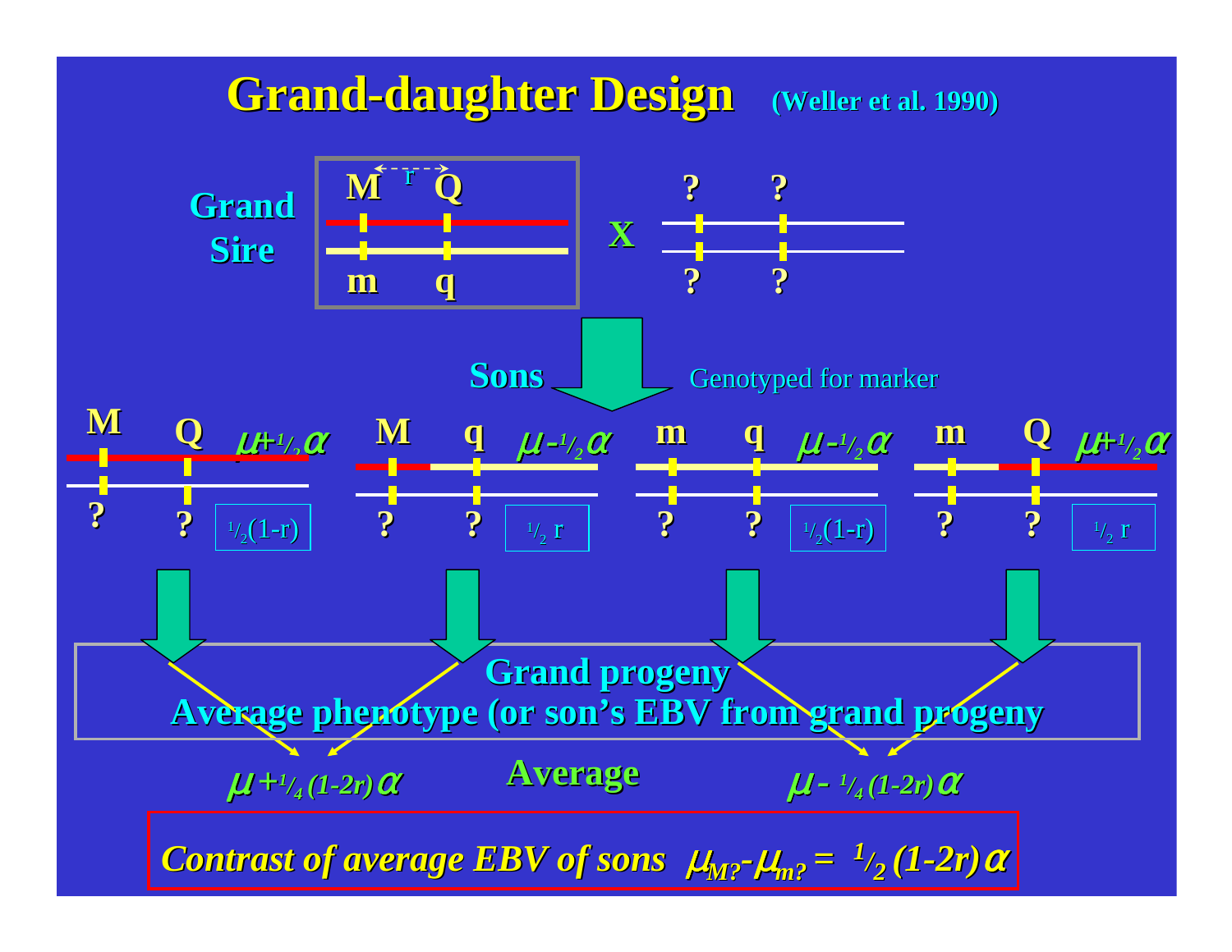# Grand-daughter Design (Weller et al. 1990)

**Grand Sire**

M ←r→ Q

m q

X

? ?

? ?

**Sons** — Genotyped for marker

| Son haplotype | Expected value | Probability |
|---|---|---|
| M Q | $\mu + \frac{1}{2}\alpha$ | $\frac{1}{2}(1-r)$ |
| M q | $\mu - \frac{1}{2}\alpha$ | $\frac{1}{2} r$ |
| m q | $\mu - \frac{1}{2}\alpha$ | $\frac{1}{2}(1-r)$ |
| m Q | $\mu + \frac{1}{2}\alpha$ | $\frac{1}{2} r$ |

**Grand progeny**

**Average phenotype (or son's EBV from grand progeny**

**Average**

$\mu + \frac{1}{4}(1-2r)\alpha$

$\mu - \frac{1}{4}(1-2r)\alpha$

***Contrast of average EBV of sons*** $\mu_{M?} - \mu_{m?} = \frac{1}{2}(1-2r)\alpha$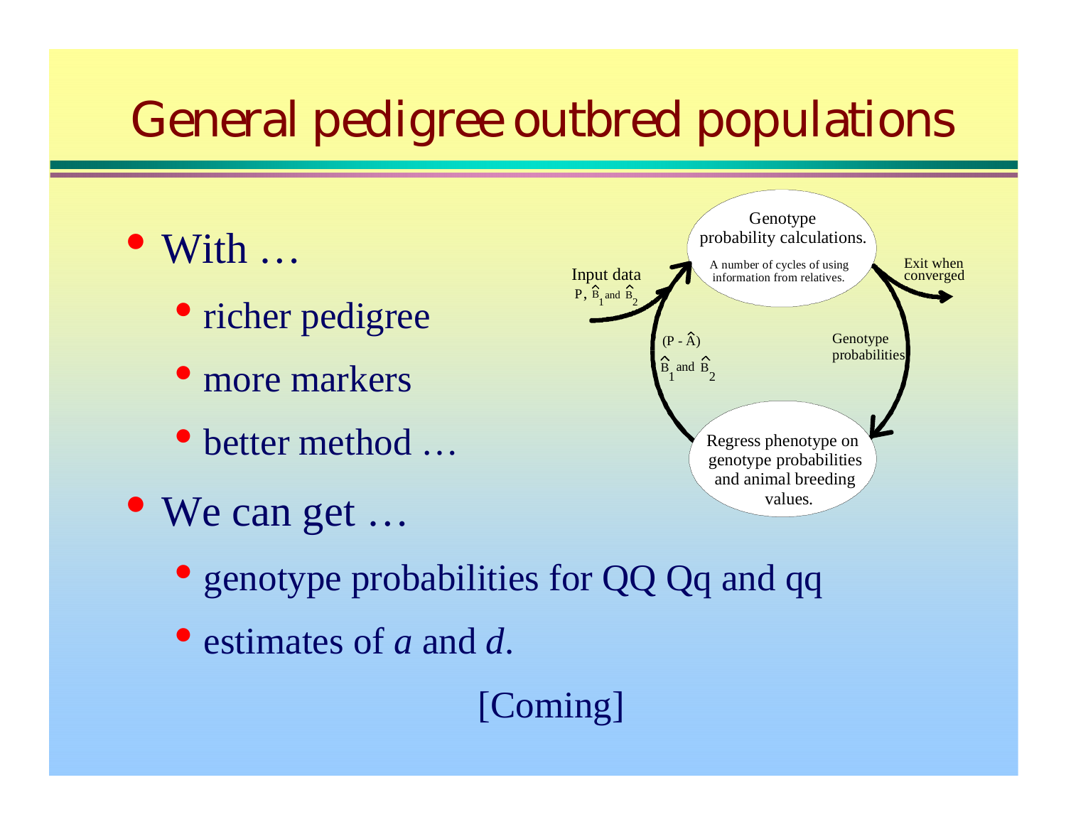# General pedigree outbred populations

- With …
  - richer pedigree
  - more markers
  - better method …
- We can get …
  - genotype probabilities for QQ Qq and qq
  - estimates of *a* and *d*.

Input data: P, $\hat{B}_1$ and $\hat{B}_2$

Genotype probability calculations. A number of cycles of using information from relatives.

Exit when converged

Genotype probabilities

Regress phenotype on genotype probabilities and animal breeding values.

$(P - \hat{A})$ 

$\hat{B}_1$ and $\hat{B}_2$

[Coming]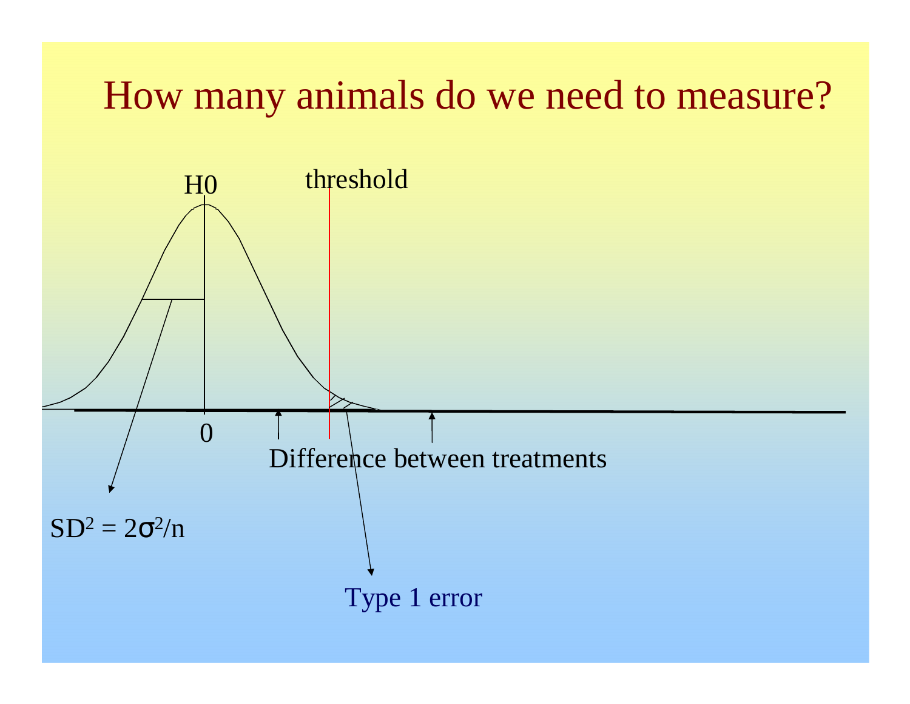# How many animals do we need to measure?

H0

threshold

0

Difference between treatments

$SD^2 = 2\sigma^2/n$

Type 1 error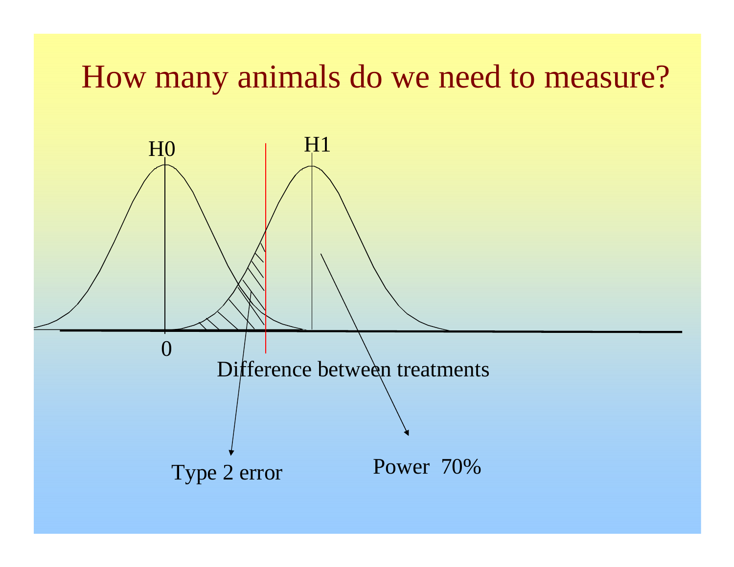# How many animals do we need to measure?

H0

H1

0

Difference between treatments

Type 2 error

Power 70%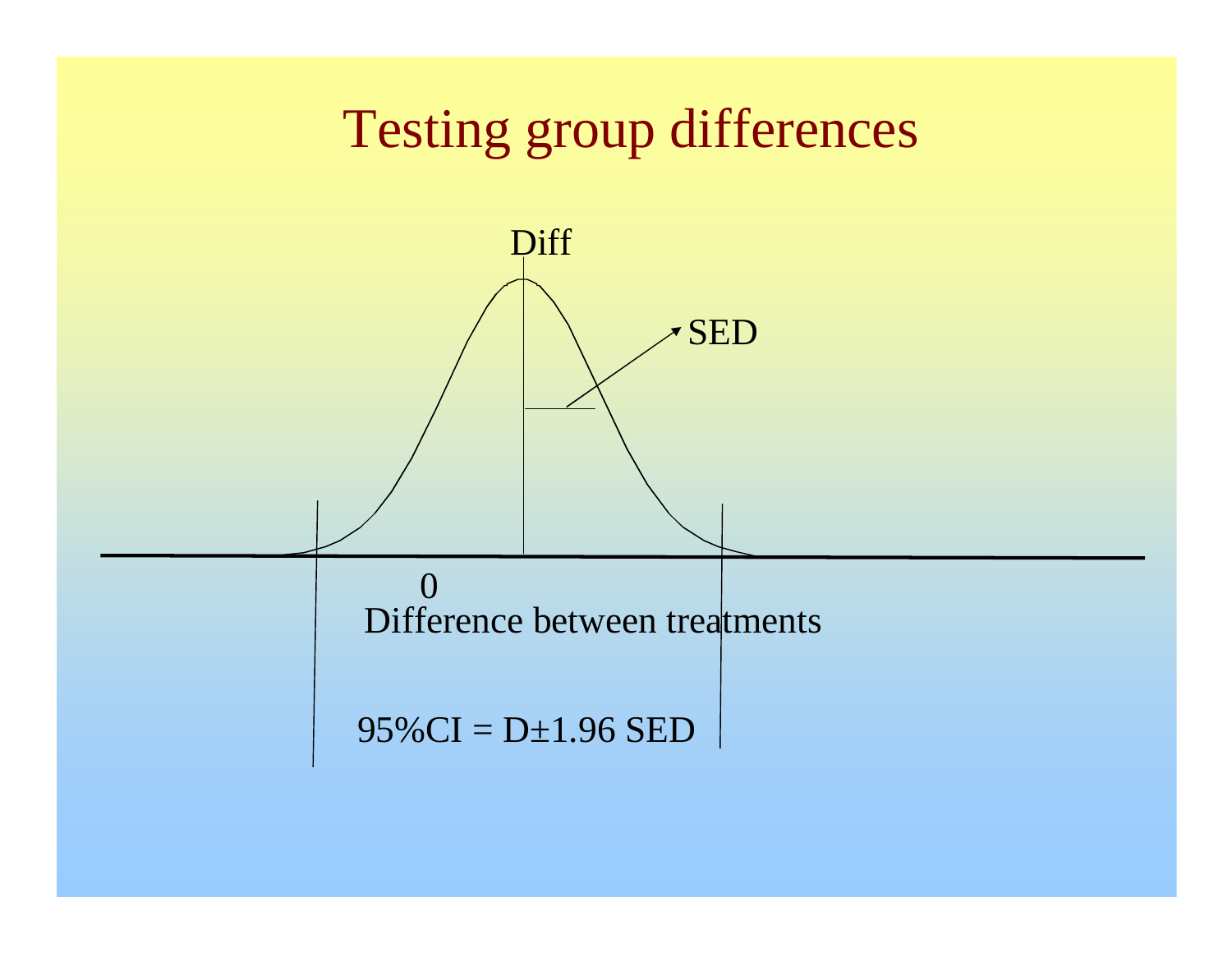# Testing group differences

Diff

SED

0

Difference between treatments

$$95\%CI = D \pm 1.96\ SED$$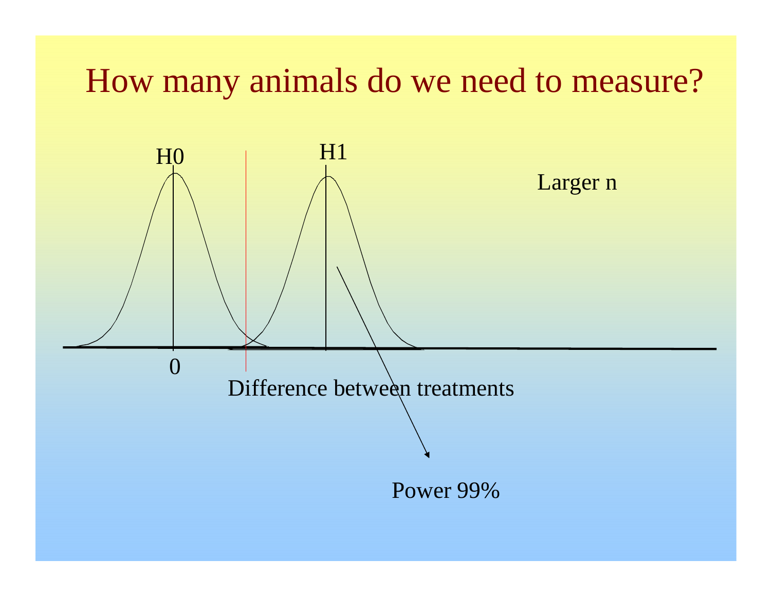# How many animals do we need to measure?

H0

H1

Larger n

0

Difference between treatments

Power 99%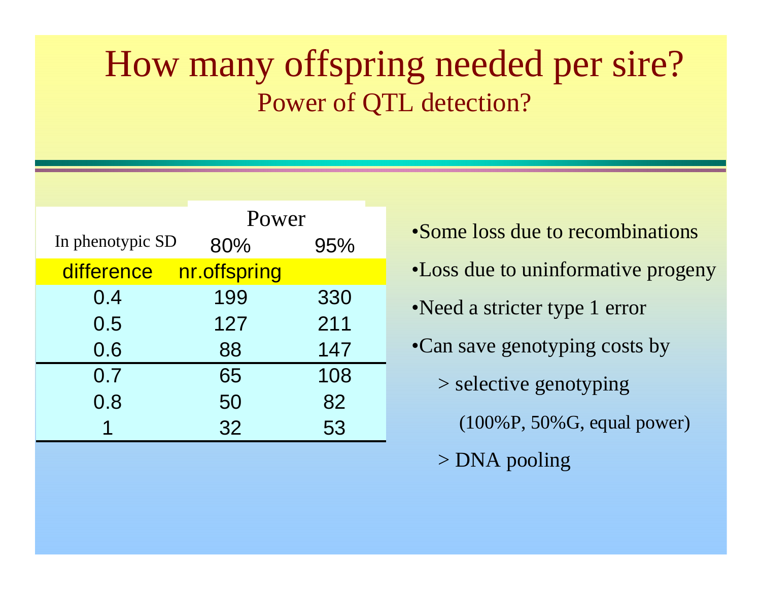# How many offspring needed per sire?

## Power of QTL detection?

| In phenotypic SD | Power 80% | 95% |
|---|---|---|
| difference | nr.offspring | |
| 0.4 | 199 | 330 |
| 0.5 | 127 | 211 |
| 0.6 | 88 | 147 |
| 0.7 | 65 | 108 |
| 0.8 | 50 | 82 |
| 1 | 32 | 53 |

- Some loss due to recombinations
- Loss due to uninformative progeny
- Need a stricter type 1 error
- Can save genotyping costs by
  - > selective genotyping
    - (100%P, 50%G, equal power)
  - > DNA pooling